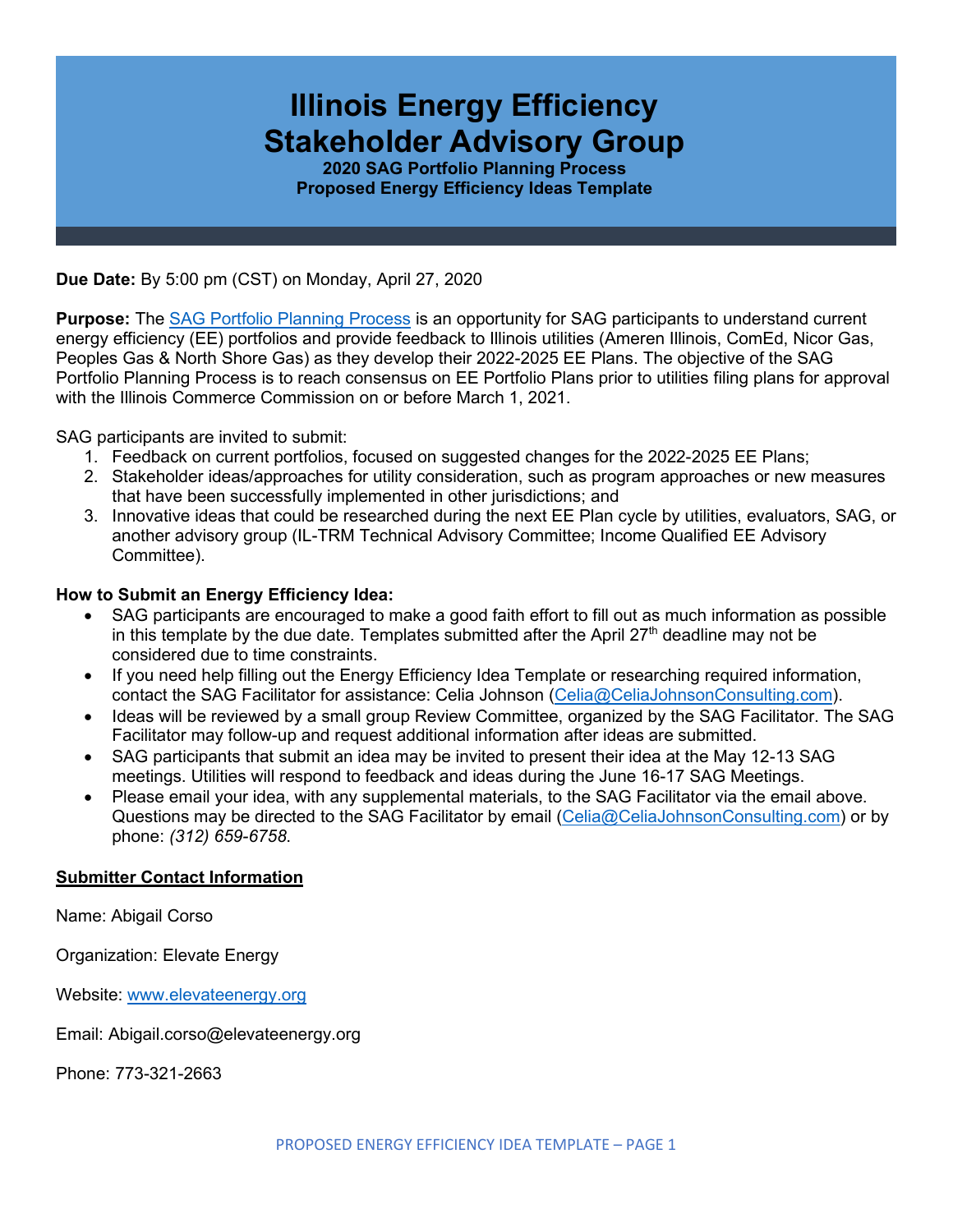# Illinois Energy Efficiency Stakeholder Advisory Group

### 2020 SAG Portfolio Planning Process
### Proposed Energy Efficiency Ideas Template

**Due Date:** By 5:00 pm (CST) on Monday, April 27, 2020

**Purpose:** The [SAG Portfolio Planning Process](#) is an opportunity for SAG participants to understand current energy efficiency (EE) portfolios and provide feedback to Illinois utilities (Ameren Illinois, ComEd, Nicor Gas, Peoples Gas & North Shore Gas) as they develop their 2022-2025 EE Plans. The objective of the SAG Portfolio Planning Process is to reach consensus on EE Portfolio Plans prior to utilities filing plans for approval with the Illinois Commerce Commission on or before March 1, 2021.

SAG participants are invited to submit:

1. Feedback on current portfolios, focused on suggested changes for the 2022-2025 EE Plans;
2. Stakeholder ideas/approaches for utility consideration, such as program approaches or new measures that have been successfully implemented in other jurisdictions; and
3. Innovative ideas that could be researched during the next EE Plan cycle by utilities, evaluators, SAG, or another advisory group (IL-TRM Technical Advisory Committee; Income Qualified EE Advisory Committee).

**How to Submit an Energy Efficiency Idea:**

- SAG participants are encouraged to make a good faith effort to fill out as much information as possible in this template by the due date. Templates submitted after the April 27th deadline may not be considered due to time constraints.
- If you need help filling out the Energy Efficiency Idea Template or researching required information, contact the SAG Facilitator for assistance: Celia Johnson (Celia@CeliaJohnsonConsulting.com).
- Ideas will be reviewed by a small group Review Committee, organized by the SAG Facilitator. The SAG Facilitator may follow-up and request additional information after ideas are submitted.
- SAG participants that submit an idea may be invited to present their idea at the May 12-13 SAG meetings. Utilities will respond to feedback and ideas during the June 16-17 SAG Meetings.
- Please email your idea, with any supplemental materials, to the SAG Facilitator via the email above. Questions may be directed to the SAG Facilitator by email (Celia@CeliaJohnsonConsulting.com) or by phone: *(312) 659-6758*.

**<u>Submitter Contact Information</u>**

Name: Abigail Corso

Organization: Elevate Energy

Website: www.elevateenergy.org

Email: Abigail.corso@elevateenergy.org

Phone: 773-321-2663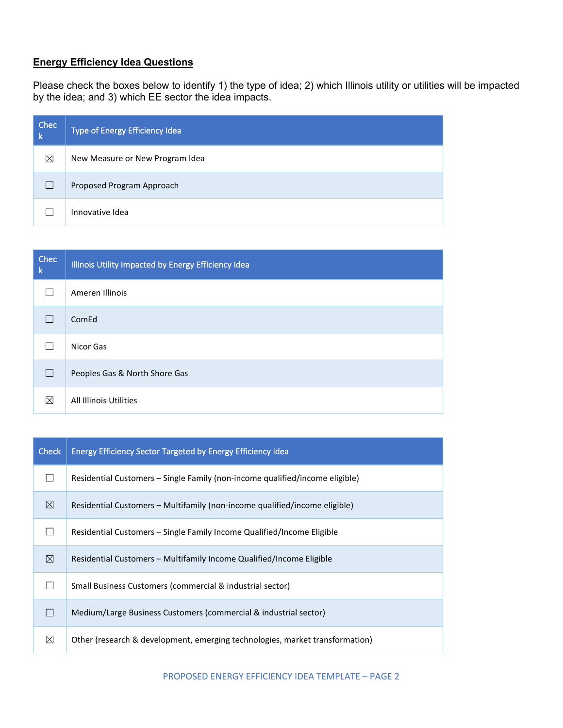## Energy Efficiency Idea Questions

Please check the boxes below to identify 1) the type of idea; 2) which Illinois utility or utilities will be impacted by the idea; and 3) which EE sector the idea impacts.

| Check | Type of Energy Efficiency Idea |
|---|---|
| ☒ | New Measure or New Program Idea |
| ☐ | Proposed Program Approach |
| ☐ | Innovative Idea |

| Check | Illinois Utility Impacted by Energy Efficiency Idea |
|---|---|
| ☐ | Ameren Illinois |
| ☐ | ComEd |
| ☐ | Nicor Gas |
| ☐ | Peoples Gas & North Shore Gas |
| ☒ | All Illinois Utilities |

| Check | Energy Efficiency Sector Targeted by Energy Efficiency Idea |
|---|---|
| ☐ | Residential Customers – Single Family (non-income qualified/income eligible) |
| ☒ | Residential Customers – Multifamily (non-income qualified/income eligible) |
| ☐ | Residential Customers – Single Family Income Qualified/Income Eligible |
| ☒ | Residential Customers – Multifamily Income Qualified/Income Eligible |
| ☐ | Small Business Customers (commercial & industrial sector) |
| ☐ | Medium/Large Business Customers (commercial & industrial sector) |
| ☒ | Other (research & development, emerging technologies, market transformation) |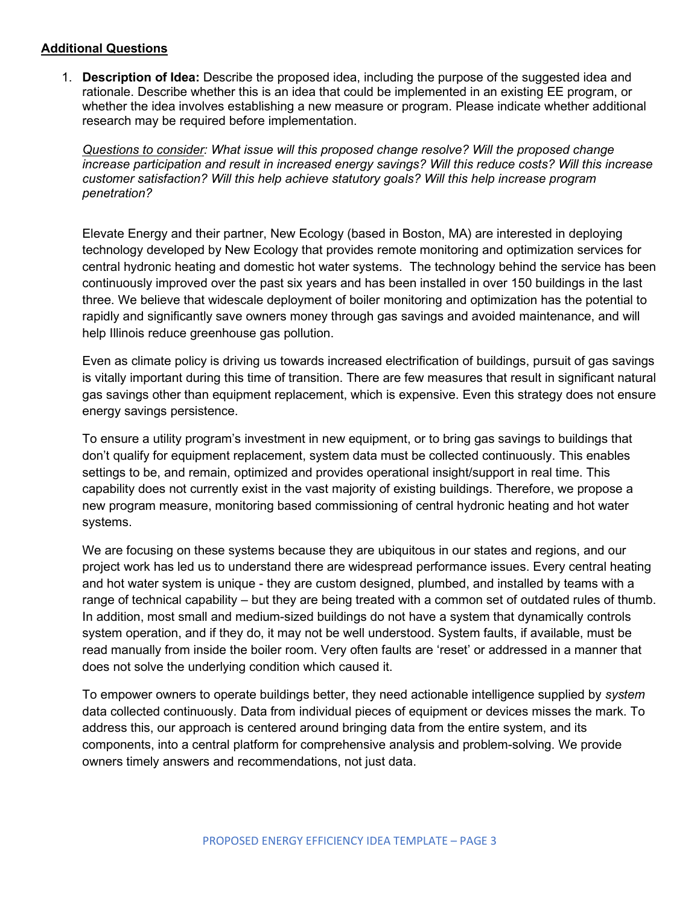**<u>Additional Questions</u>**

1. **Description of Idea:** Describe the proposed idea, including the purpose of the suggested idea and rationale. Describe whether this is an idea that could be implemented in an existing EE program, or whether the idea involves establishing a new measure or program. Please indicate whether additional research may be required before implementation.

   *<u>Questions to consider</u>: What issue will this proposed change resolve? Will the proposed change increase participation and result in increased energy savings? Will this reduce costs? Will this increase customer satisfaction? Will this help achieve statutory goals? Will this help increase program penetration?*

   Elevate Energy and their partner, New Ecology (based in Boston, MA) are interested in deploying technology developed by New Ecology that provides remote monitoring and optimization services for central hydronic heating and domestic hot water systems. The technology behind the service has been continuously improved over the past six years and has been installed in over 150 buildings in the last three. We believe that widescale deployment of boiler monitoring and optimization has the potential to rapidly and significantly save owners money through gas savings and avoided maintenance, and will help Illinois reduce greenhouse gas pollution.

   Even as climate policy is driving us towards increased electrification of buildings, pursuit of gas savings is vitally important during this time of transition. There are few measures that result in significant natural gas savings other than equipment replacement, which is expensive. Even this strategy does not ensure energy savings persistence.

   To ensure a utility program's investment in new equipment, or to bring gas savings to buildings that don't qualify for equipment replacement, system data must be collected continuously. This enables settings to be, and remain, optimized and provides operational insight/support in real time. This capability does not currently exist in the vast majority of existing buildings. Therefore, we propose a new program measure, monitoring based commissioning of central hydronic heating and hot water systems.

   We are focusing on these systems because they are ubiquitous in our states and regions, and our project work has led us to understand there are widespread performance issues. Every central heating and hot water system is unique - they are custom designed, plumbed, and installed by teams with a range of technical capability – but they are being treated with a common set of outdated rules of thumb. In addition, most small and medium-sized buildings do not have a system that dynamically controls system operation, and if they do, it may not be well understood. System faults, if available, must be read manually from inside the boiler room. Very often faults are 'reset' or addressed in a manner that does not solve the underlying condition which caused it.

   To empower owners to operate buildings better, they need actionable intelligence supplied by *system* data collected continuously. Data from individual pieces of equipment or devices misses the mark. To address this, our approach is centered around bringing data from the entire system, and its components, into a central platform for comprehensive analysis and problem-solving. We provide owners timely answers and recommendations, not just data.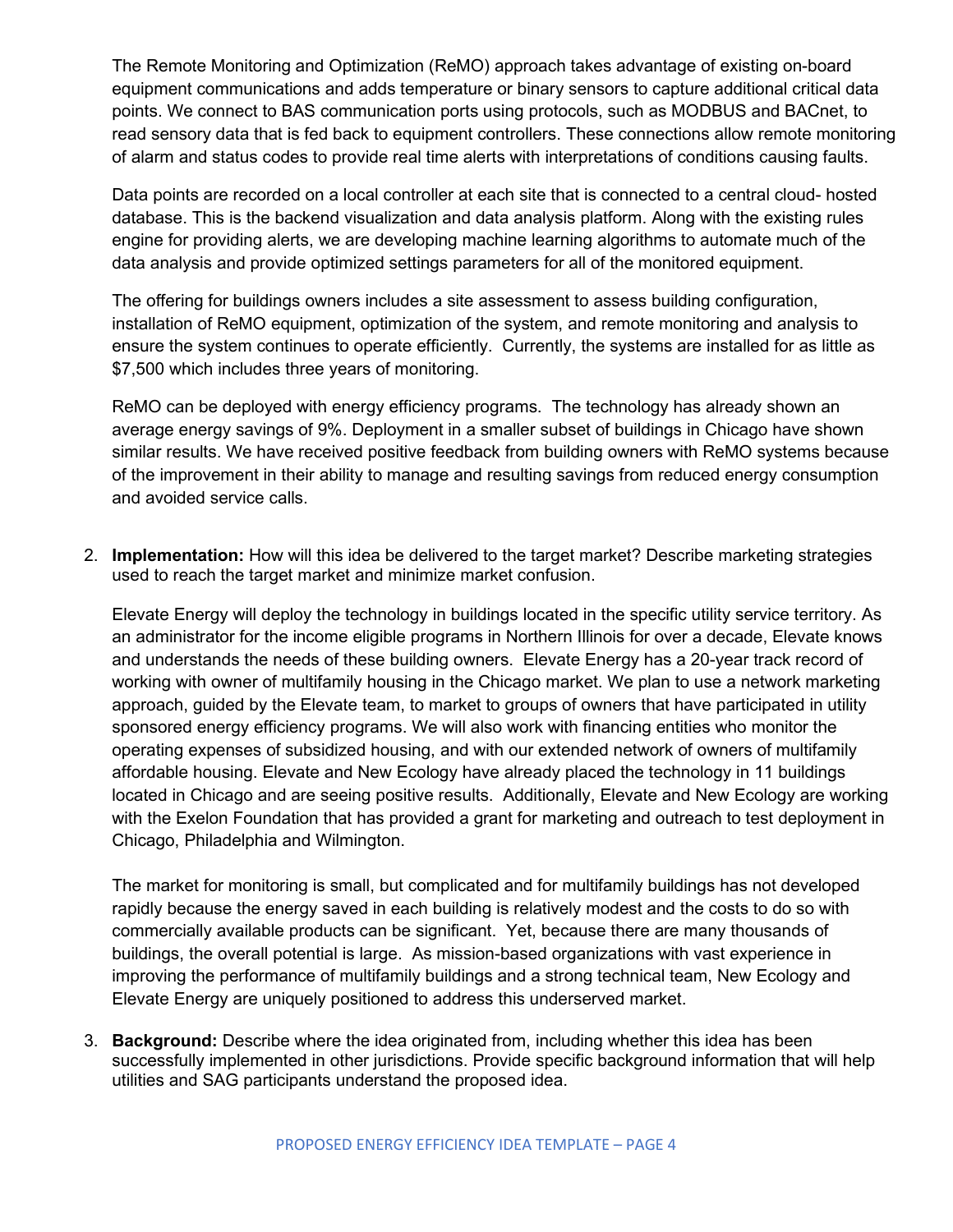The Remote Monitoring and Optimization (ReMO) approach takes advantage of existing on-board equipment communications and adds temperature or binary sensors to capture additional critical data points. We connect to BAS communication ports using protocols, such as MODBUS and BACnet, to read sensory data that is fed back to equipment controllers. These connections allow remote monitoring of alarm and status codes to provide real time alerts with interpretations of conditions causing faults.

Data points are recorded on a local controller at each site that is connected to a central cloud- hosted database. This is the backend visualization and data analysis platform. Along with the existing rules engine for providing alerts, we are developing machine learning algorithms to automate much of the data analysis and provide optimized settings parameters for all of the monitored equipment.

The offering for buildings owners includes a site assessment to assess building configuration, installation of ReMO equipment, optimization of the system, and remote monitoring and analysis to ensure the system continues to operate efficiently. Currently, the systems are installed for as little as $7,500 which includes three years of monitoring.

ReMO can be deployed with energy efficiency programs. The technology has already shown an average energy savings of 9%. Deployment in a smaller subset of buildings in Chicago have shown similar results. We have received positive feedback from building owners with ReMO systems because of the improvement in their ability to manage and resulting savings from reduced energy consumption and avoided service calls.

2. **Implementation:** How will this idea be delivered to the target market? Describe marketing strategies used to reach the target market and minimize market confusion.

   Elevate Energy will deploy the technology in buildings located in the specific utility service territory. As an administrator for the income eligible programs in Northern Illinois for over a decade, Elevate knows and understands the needs of these building owners. Elevate Energy has a 20-year track record of working with owner of multifamily housing in the Chicago market. We plan to use a network marketing approach, guided by the Elevate team, to market to groups of owners that have participated in utility sponsored energy efficiency programs. We will also work with financing entities who monitor the operating expenses of subsidized housing, and with our extended network of owners of multifamily affordable housing. Elevate and New Ecology have already placed the technology in 11 buildings located in Chicago and are seeing positive results. Additionally, Elevate and New Ecology are working with the Exelon Foundation that has provided a grant for marketing and outreach to test deployment in Chicago, Philadelphia and Wilmington.

   The market for monitoring is small, but complicated and for multifamily buildings has not developed rapidly because the energy saved in each building is relatively modest and the costs to do so with commercially available products can be significant. Yet, because there are many thousands of buildings, the overall potential is large. As mission-based organizations with vast experience in improving the performance of multifamily buildings and a strong technical team, New Ecology and Elevate Energy are uniquely positioned to address this underserved market.

3. **Background:** Describe where the idea originated from, including whether this idea has been successfully implemented in other jurisdictions. Provide specific background information that will help utilities and SAG participants understand the proposed idea.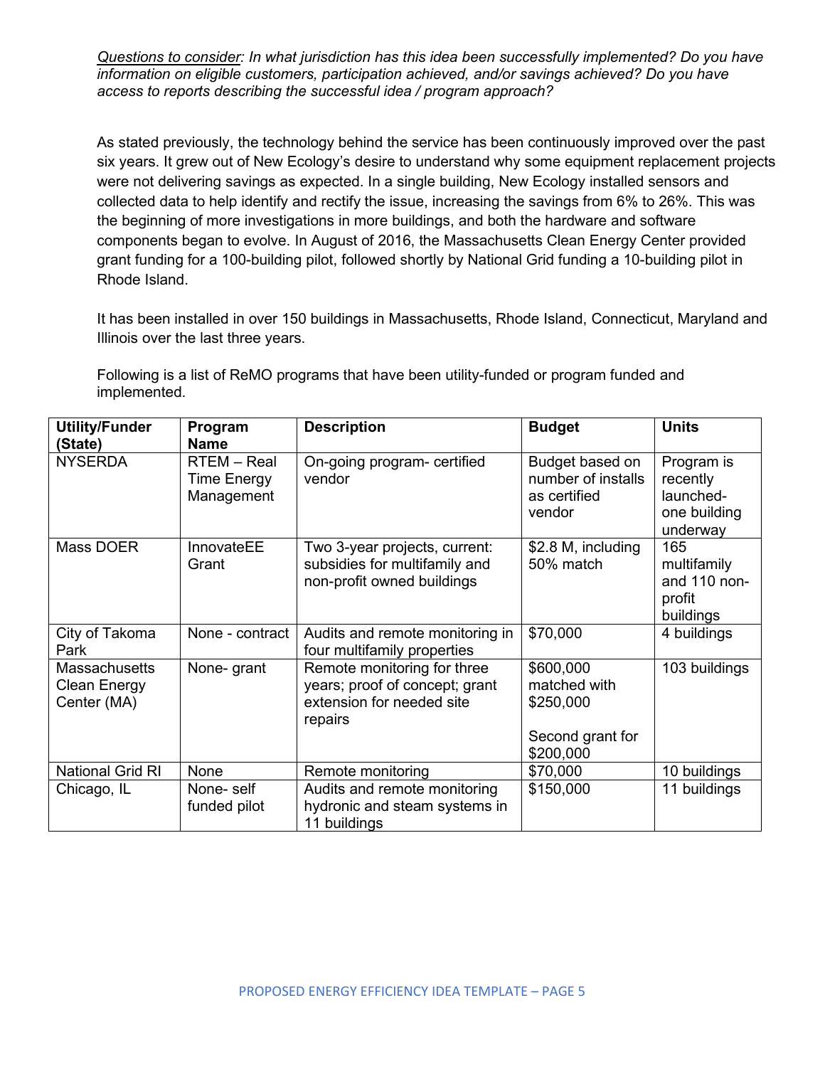<u>Questions to consider</u>*: In what jurisdiction has this idea been successfully implemented? Do you have information on eligible customers, participation achieved, and/or savings achieved? Do you have access to reports describing the successful idea / program approach?*

As stated previously, the technology behind the service has been continuously improved over the past six years. It grew out of New Ecology's desire to understand why some equipment replacement projects were not delivering savings as expected. In a single building, New Ecology installed sensors and collected data to help identify and rectify the issue, increasing the savings from 6% to 26%. This was the beginning of more investigations in more buildings, and both the hardware and software components began to evolve. In August of 2016, the Massachusetts Clean Energy Center provided grant funding for a 100-building pilot, followed shortly by National Grid funding a 10-building pilot in Rhode Island.

It has been installed in over 150 buildings in Massachusetts, Rhode Island, Connecticut, Maryland and Illinois over the last three years.

Following is a list of ReMO programs that have been utility-funded or program funded and implemented.

| Utility/Funder (State) | Program Name | Description | Budget | Units |
|---|---|---|---|---|
| NYSERDA | RTEM – Real Time Energy Management | On-going program- certified vendor | Budget based on number of installs as certified vendor | Program is recently launched- one building underway |
| Mass DOER | InnovateEE Grant | Two 3-year projects, current: subsidies for multifamily and non-profit owned buildings | $2.8 M, including 50% match | 165 multifamily and 110 non-profit buildings |
| City of Takoma Park | None - contract | Audits and remote monitoring in four multifamily properties | $70,000 | 4 buildings |
| Massachusetts Clean Energy Center (MA) | None- grant | Remote monitoring for three years; proof of concept; grant extension for needed site repairs | $600,000 matched with $250,000<br><br>Second grant for $200,000 | 103 buildings |
| National Grid RI | None | Remote monitoring | $70,000 | 10 buildings |
| Chicago, IL | None- self funded pilot | Audits and remote monitoring hydronic and steam systems in 11 buildings | $150,000 | 11 buildings |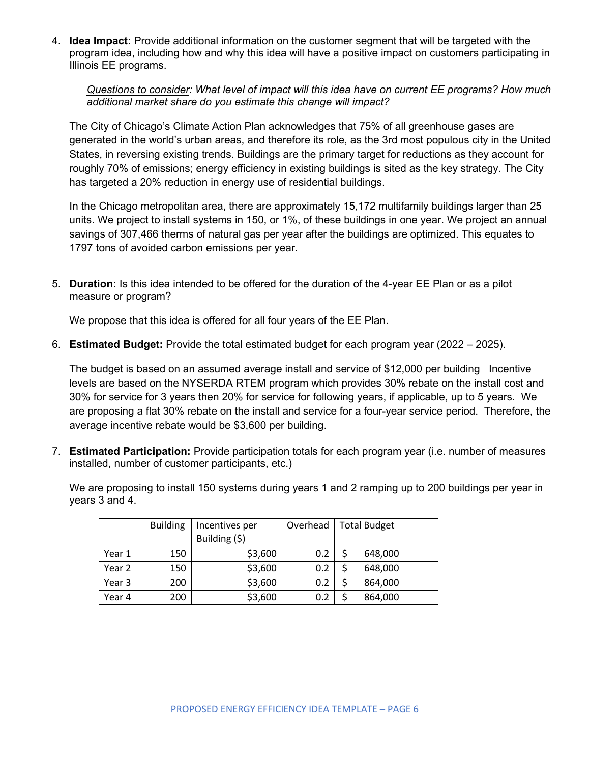4. **Idea Impact:** Provide additional information on the customer segment that will be targeted with the program idea, including how and why this idea will have a positive impact on customers participating in Illinois EE programs.

   *Questions to consider: What level of impact will this idea have on current EE programs? How much additional market share do you estimate this change will impact?*

   The City of Chicago's Climate Action Plan acknowledges that 75% of all greenhouse gases are generated in the world's urban areas, and therefore its role, as the 3rd most populous city in the United States, in reversing existing trends. Buildings are the primary target for reductions as they account for roughly 70% of emissions; energy efficiency in existing buildings is sited as the key strategy. The City has targeted a 20% reduction in energy use of residential buildings.

   In the Chicago metropolitan area, there are approximately 15,172 multifamily buildings larger than 25 units. We project to install systems in 150, or 1%, of these buildings in one year. We project an annual savings of 307,466 therms of natural gas per year after the buildings are optimized. This equates to 1797 tons of avoided carbon emissions per year.

5. **Duration:** Is this idea intended to be offered for the duration of the 4-year EE Plan or as a pilot measure or program?

   We propose that this idea is offered for all four years of the EE Plan.

6. **Estimated Budget:** Provide the total estimated budget for each program year (2022 – 2025).

   The budget is based on an assumed average install and service of $12,000 per building Incentive levels are based on the NYSERDA RTEM program which provides 30% rebate on the install cost and 30% for service for 3 years then 20% for service for following years, if applicable, up to 5 years. We are proposing a flat 30% rebate on the install and service for a four-year service period. Therefore, the average incentive rebate would be $3,600 per building.

7. **Estimated Participation:** Provide participation totals for each program year (i.e. number of measures installed, number of customer participants, etc.)

   We are proposing to install 150 systems during years 1 and 2 ramping up to 200 buildings per year in years 3 and 4.

| | Building | Incentives per Building ($) | Overhead | Total Budget |
|---|---|---|---|---|
| Year 1 | 150 | $3,600 | 0.2 | $ 648,000 |
| Year 2 | 150 | $3,600 | 0.2 | $ 648,000 |
| Year 3 | 200 | $3,600 | 0.2 | $ 864,000 |
| Year 4 | 200 | $3,600 | 0.2 | $ 864,000 |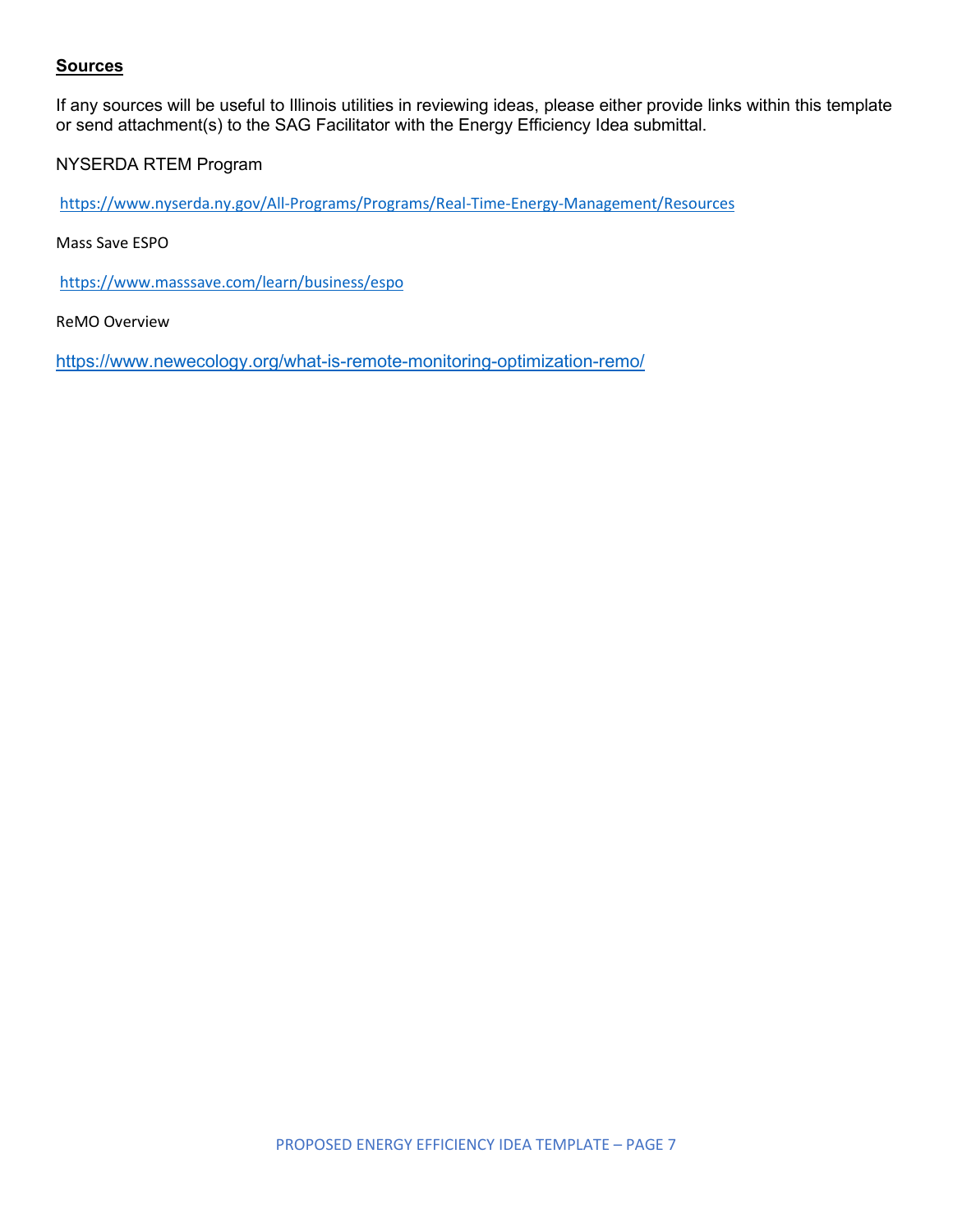**Sources**

If any sources will be useful to Illinois utilities in reviewing ideas, please either provide links within this template or send attachment(s) to the SAG Facilitator with the Energy Efficiency Idea submittal.

NYSERDA RTEM Program

https://www.nyserda.ny.gov/All-Programs/Programs/Real-Time-Energy-Management/Resources

Mass Save ESPO

https://www.masssave.com/learn/business/espo

ReMO Overview

https://www.newecology.org/what-is-remote-monitoring-optimization-remo/